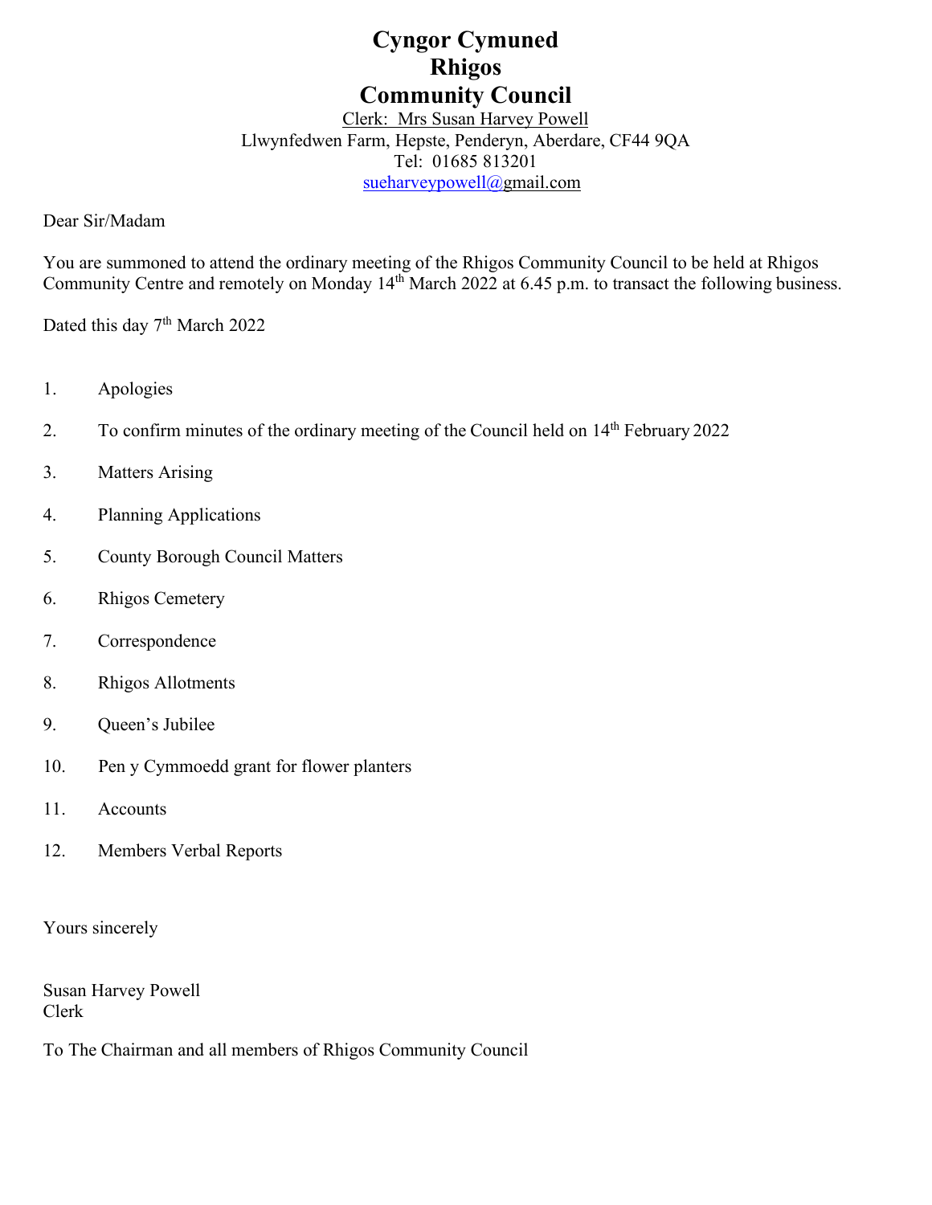# Cyngor Cymuned
# Rhigos
# Community Council

Clerk: Mrs Susan Harvey Powell
Llwynfedwen Farm, Hepste, Penderyn, Aberdare, CF44 9QA
Tel: 01685 813201
sueharveypowell@gmail.com

Dear Sir/Madam

You are summoned to attend the ordinary meeting of the Rhigos Community Council to be held at Rhigos Community Centre and remotely on Monday 14th March 2022 at 6.45 p.m. to transact the following business.

Dated this day 7th March 2022

1. Apologies
2. To confirm minutes of the ordinary meeting of the Council held on 14th February 2022
3. Matters Arising
4. Planning Applications
5. County Borough Council Matters
6. Rhigos Cemetery
7. Correspondence
8. Rhigos Allotments
9. Queen's Jubilee
10. Pen y Cymmoedd grant for flower planters
11. Accounts
12. Members Verbal Reports

Yours sincerely

Susan Harvey Powell
Clerk

To The Chairman and all members of Rhigos Community Council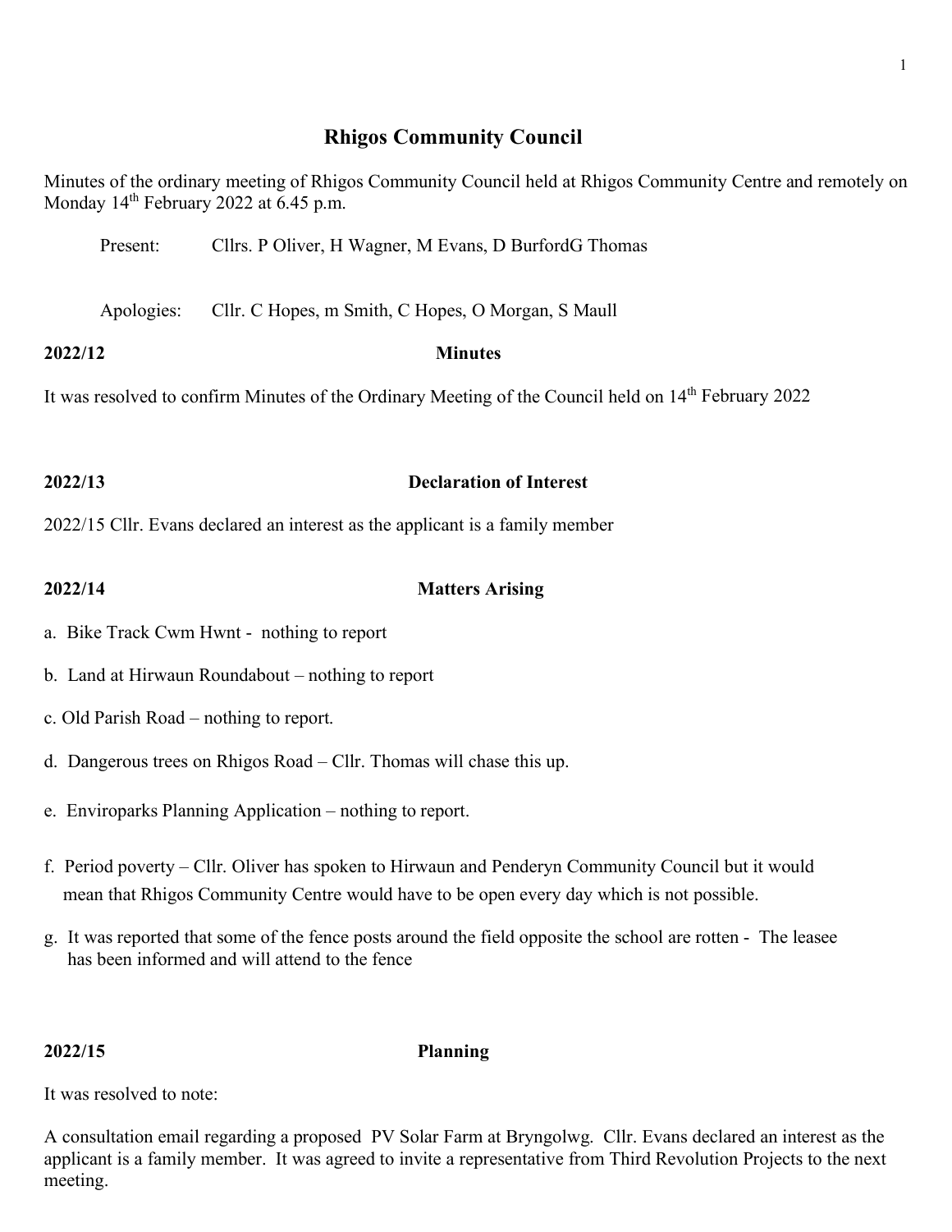# Rhigos Community Council

Minutes of the ordinary meeting of Rhigos Community Council held at Rhigos Community Centre and remotely on Monday 14th February 2022 at 6.45 p.m.

Present: Cllrs. P Oliver, H Wagner, M Evans, D BurfordG Thomas

Apologies: Cllr. C Hopes, m Smith, C Hopes, O Morgan, S Maull

**2022/12 Minutes**

It was resolved to confirm Minutes of the Ordinary Meeting of the Council held on 14th February 2022

**2022/13 Declaration of Interest**

2022/15 Cllr. Evans declared an interest as the applicant is a family member

**2022/14 Matters Arising**

a. Bike Track Cwm Hwnt - nothing to report

b. Land at Hirwaun Roundabout – nothing to report

c. Old Parish Road – nothing to report.

d. Dangerous trees on Rhigos Road – Cllr. Thomas will chase this up.

e. Enviroparks Planning Application – nothing to report.

f. Period poverty – Cllr. Oliver has spoken to Hirwaun and Penderyn Community Council but it would mean that Rhigos Community Centre would have to be open every day which is not possible.

g. It was reported that some of the fence posts around the field opposite the school are rotten - The leasee has been informed and will attend to the fence

**2022/15 Planning**

It was resolved to note:

A consultation email regarding a proposed PV Solar Farm at Bryngolwg. Cllr. Evans declared an interest as the applicant is a family member. It was agreed to invite a representative from Third Revolution Projects to the next meeting.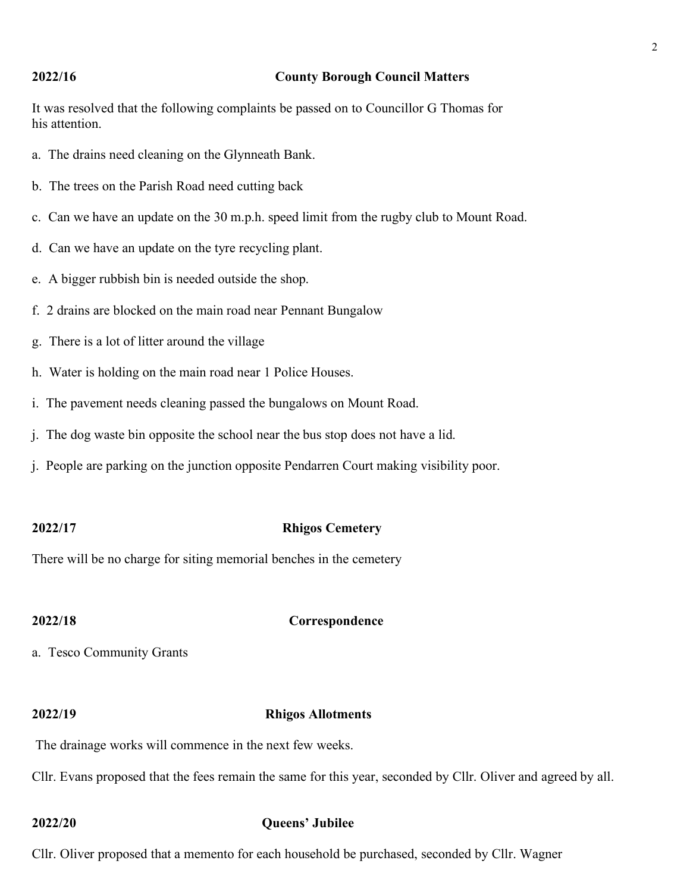**2022/16 County Borough Council Matters**

It was resolved that the following complaints be passed on to Councillor G Thomas for his attention.

a. The drains need cleaning on the Glynneath Bank.

b. The trees on the Parish Road need cutting back

c. Can we have an update on the 30 m.p.h. speed limit from the rugby club to Mount Road.

d. Can we have an update on the tyre recycling plant.

e. A bigger rubbish bin is needed outside the shop.

f. 2 drains are blocked on the main road near Pennant Bungalow

g. There is a lot of litter around the village

h. Water is holding on the main road near 1 Police Houses.

i. The pavement needs cleaning passed the bungalows on Mount Road.

j. The dog waste bin opposite the school near the bus stop does not have a lid.

j. People are parking on the junction opposite Pendarren Court making visibility poor.

**2022/17 Rhigos Cemetery**

There will be no charge for siting memorial benches in the cemetery

**2022/18 Correspondence**

a. Tesco Community Grants

**2022/19 Rhigos Allotments**

The drainage works will commence in the next few weeks.

Cllr. Evans proposed that the fees remain the same for this year, seconded by Cllr. Oliver and agreed by all.

**2022/20 Queens' Jubilee**

Cllr. Oliver proposed that a memento for each household be purchased, seconded by Cllr. Wagner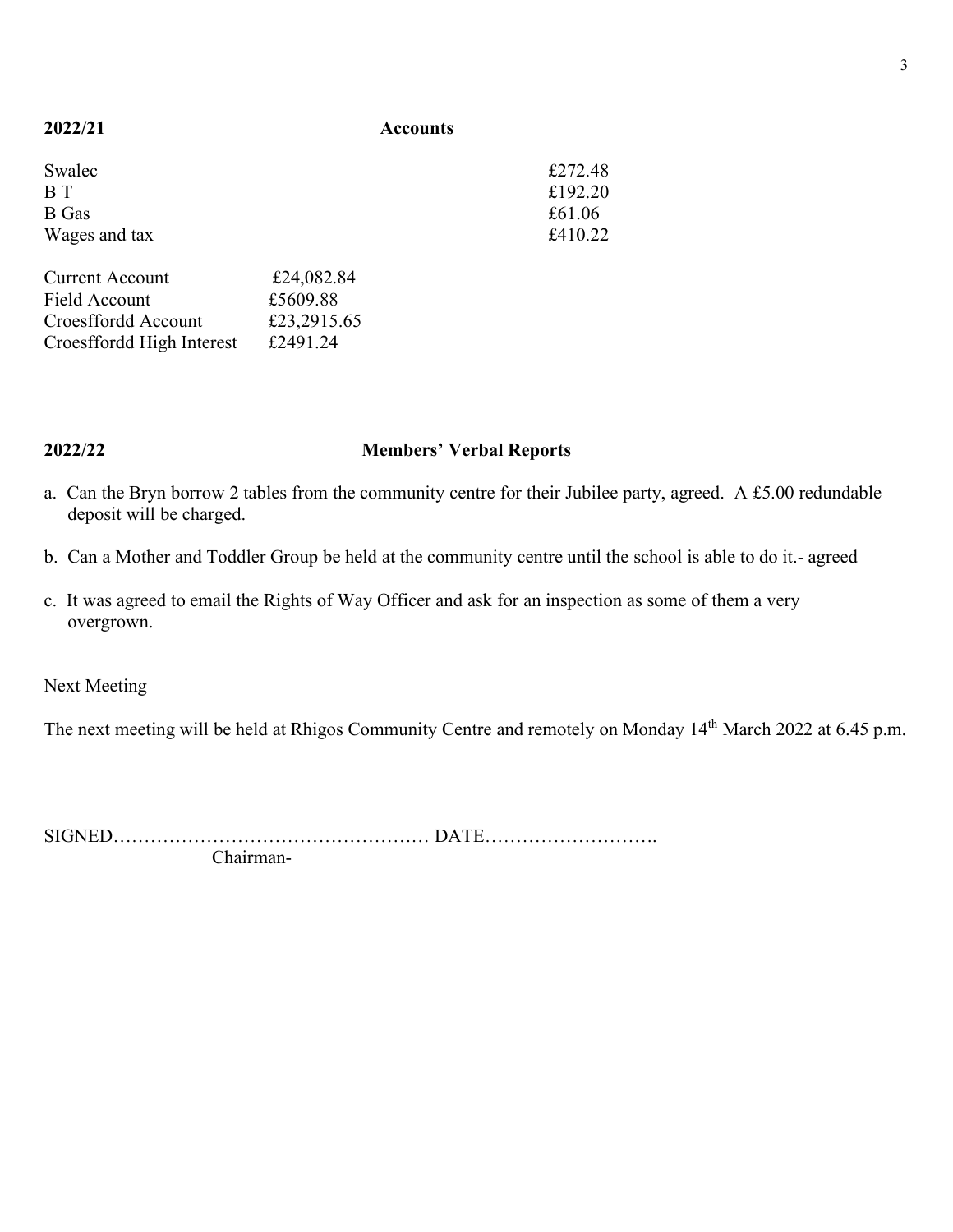**2022/21** **Accounts**

| | |
|---|---|
| Swalec | £272.48 |
| B T | £192.20 |
| B Gas | £61.06 |
| Wages and tax | £410.22 |

| | |
|---|---|
| Current Account | £24,082.84 |
| Field Account | £5609.88 |
| Croesffordd Account | £23,2915.65 |
| Croesffordd High Interest | £2491.24 |

**2022/22** **Members' Verbal Reports**

a. Can the Bryn borrow 2 tables from the community centre for their Jubilee party, agreed. A £5.00 redundable deposit will be charged.

b. Can a Mother and Toddler Group be held at the community centre until the school is able to do it.- agreed

c. It was agreed to email the Rights of Way Officer and ask for an inspection as some of them a very overgrown.

Next Meeting

The next meeting will be held at Rhigos Community Centre and remotely on Monday 14th March 2022 at 6.45 p.m.

SIGNED…………………………………………… DATE……………………..

Chairman-